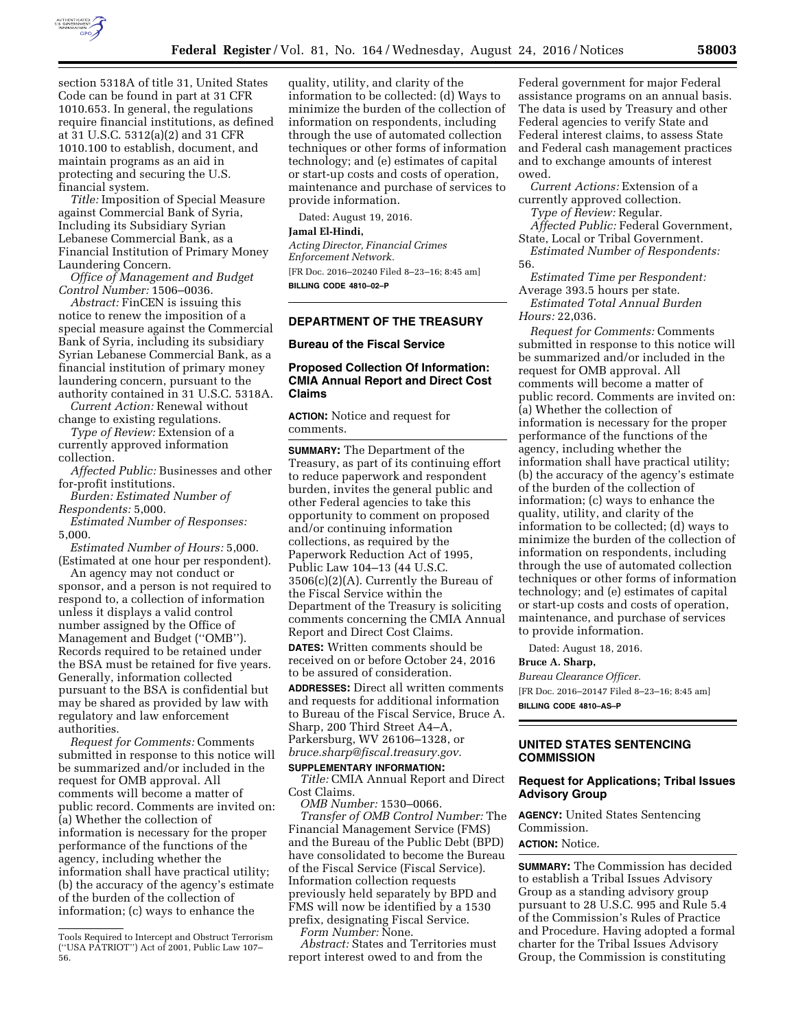section 5318A of title 31, United States Code can be found in part at 31 CFR 1010.653. In general, the regulations require financial institutions, as defined at 31 U.S.C. 5312(a)(2) and 31 CFR 1010.100 to establish, document, and maintain programs as an aid in protecting and securing the U.S. financial system.

*Title:* Imposition of Special Measure against Commercial Bank of Syria, Including its Subsidiary Syrian Lebanese Commercial Bank, as a Financial Institution of Primary Money Laundering Concern.

*Office of Management and Budget Control Number:* 1506–0036.

*Abstract:* FinCEN is issuing this notice to renew the imposition of a special measure against the Commercial Bank of Syria, including its subsidiary Syrian Lebanese Commercial Bank, as a financial institution of primary money laundering concern, pursuant to the authority contained in 31 U.S.C. 5318A.

*Current Action:* Renewal without change to existing regulations.

*Type of Review:* Extension of a currently approved information collection.

*Affected Public:* Businesses and other for-profit institutions.

*Burden: Estimated Number of Respondents:* 5,000.

*Estimated Number of Responses:* 5,000.

*Estimated Number of Hours:* 5,000. (Estimated at one hour per respondent).

An agency may not conduct or sponsor, and a person is not required to respond to, a collection of information unless it displays a valid control number assigned by the Office of Management and Budget (''OMB''). Records required to be retained under the BSA must be retained for five years. Generally, information collected pursuant to the BSA is confidential but may be shared as provided by law with regulatory and law enforcement authorities.

*Request for Comments:* Comments submitted in response to this notice will be summarized and/or included in the request for OMB approval. All comments will become a matter of public record. Comments are invited on: (a) Whether the collection of information is necessary for the proper performance of the functions of the agency, including whether the information shall have practical utility; (b) the accuracy of the agency's estimate of the burden of the collection of information; (c) ways to enhance the quality, utility, and clarity of the information to be collected: (d) Ways to minimize the burden of the collection of information on respondents, including through the use of automated collection techniques or other forms of information technology; and (e) estimates of capital or start-up costs and costs of operation, maintenance and purchase of services to provide information.

Dated: August 19, 2016.

**Jamal El-Hindi,**

*Acting Director, Financial Crimes Enforcement Network.*

[FR Doc. 2016–20240 Filed 8–23–16; 8:45 am]

**BILLING CODE 4810–02–P**

Tools Required to Intercept and Obstruct Terrorism (''USA PATRIOT'') Act of 2001, Public Law 107–56.

## DEPARTMENT OF THE TREASURY

### Bureau of the Fiscal Service

### Proposed Collection Of Information: CMIA Annual Report and Direct Cost Claims

**ACTION:** Notice and request for comments.

**SUMMARY:** The Department of the Treasury, as part of its continuing effort to reduce paperwork and respondent burden, invites the general public and other Federal agencies to take this opportunity to comment on proposed and/or continuing information collections, as required by the Paperwork Reduction Act of 1995, Public Law 104–13 (44 U.S.C. 3506(c)(2)(A). Currently the Bureau of the Fiscal Service within the Department of the Treasury is soliciting comments concerning the CMIA Annual Report and Direct Cost Claims.

**DATES:** Written comments should be received on or before October 24, 2016 to be assured of consideration.

**ADDRESSES:** Direct all written comments and requests for additional information to Bureau of the Fiscal Service, Bruce A. Sharp, 200 Third Street A4–A, Parkersburg, WV 26106–1328, or *bruce.sharp@fiscal.treasury.gov.*

**SUPPLEMENTARY INFORMATION:**

*Title:* CMIA Annual Report and Direct Cost Claims.

*OMB Number:* 1530–0066.

*Transfer of OMB Control Number:* The Financial Management Service (FMS) and the Bureau of the Public Debt (BPD) have consolidated to become the Bureau of the Fiscal Service (Fiscal Service). Information collection requests previously held separately by BPD and FMS will now be identified by a 1530 prefix, designating Fiscal Service.

*Form Number:* None.

*Abstract:* States and Territories must report interest owed to and from the Federal government for major Federal assistance programs on an annual basis. The data is used by Treasury and other Federal agencies to verify State and Federal interest claims, to assess State and Federal cash management practices and to exchange amounts of interest owed.

*Current Actions:* Extension of a currently approved collection.

*Type of Review:* Regular.

*Affected Public:* Federal Government, State, Local or Tribal Government.

*Estimated Number of Respondents:* 56.

*Estimated Time per Respondent:* Average 393.5 hours per state.

*Estimated Total Annual Burden Hours:* 22,036.

*Request for Comments:* Comments submitted in response to this notice will be summarized and/or included in the request for OMB approval. All comments will become a matter of public record. Comments are invited on: (a) Whether the collection of information is necessary for the proper performance of the functions of the agency, including whether the information shall have practical utility; (b) the accuracy of the agency's estimate of the burden of the collection of information; (c) ways to enhance the quality, utility, and clarity of the information to be collected; (d) ways to minimize the burden of the collection of information on respondents, including through the use of automated collection techniques or other forms of information technology; and (e) estimates of capital or start-up costs and costs of operation, maintenance, and purchase of services to provide information.

Dated: August 18, 2016.

**Bruce A. Sharp,**

*Bureau Clearance Officer.*

[FR Doc. 2016–20147 Filed 8–23–16; 8:45 am]

**BILLING CODE 4810–AS–P**

## UNITED STATES SENTENCING COMMISSION

### Request for Applications; Tribal Issues Advisory Group

**AGENCY:** United States Sentencing Commission.

**ACTION:** Notice.

**SUMMARY:** The Commission has decided to establish a Tribal Issues Advisory Group as a standing advisory group pursuant to 28 U.S.C. 995 and Rule 5.4 of the Commission's Rules of Practice and Procedure. Having adopted a formal charter for the Tribal Issues Advisory Group, the Commission is constituting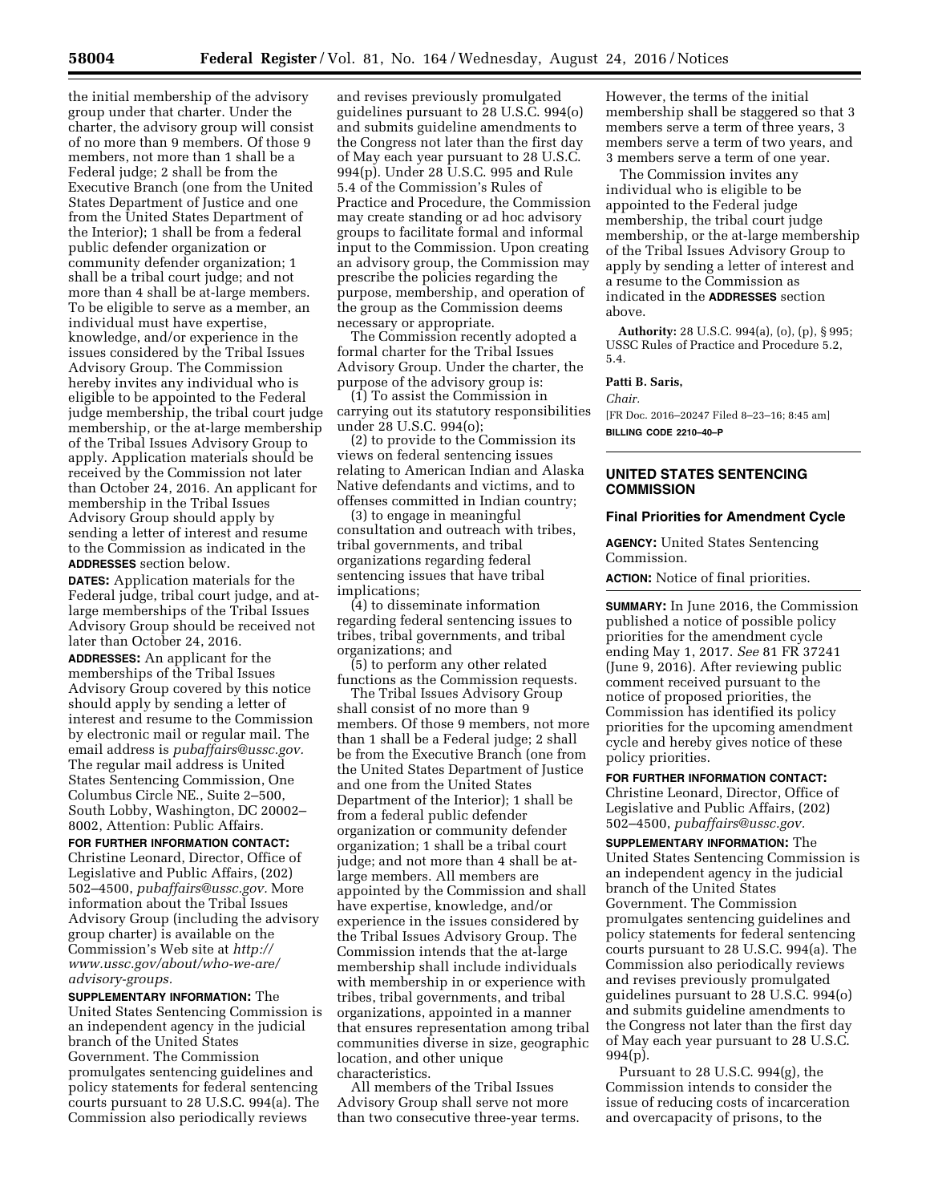the initial membership of the advisory group under that charter. Under the charter, the advisory group will consist of no more than 9 members. Of those 9 members, not more than 1 shall be a Federal judge; 2 shall be from the Executive Branch (one from the United States Department of Justice and one from the United States Department of the Interior); 1 shall be from a federal public defender organization or community defender organization; 1 shall be a tribal court judge; and not more than 4 shall be at-large members. To be eligible to serve as a member, an individual must have expertise, knowledge, and/or experience in the issues considered by the Tribal Issues Advisory Group. The Commission hereby invites any individual who is eligible to be appointed to the Federal judge membership, the tribal court judge membership, or the at-large membership of the Tribal Issues Advisory Group to apply. Application materials should be received by the Commission not later than October 24, 2016. An applicant for membership in the Tribal Issues Advisory Group should apply by sending a letter of interest and resume to the Commission as indicated in the **ADDRESSES** section below.

**DATES:** Application materials for the Federal judge, tribal court judge, and at-large memberships of the Tribal Issues Advisory Group should be received not later than October 24, 2016.

**ADDRESSES:** An applicant for the memberships of the Tribal Issues Advisory Group covered by this notice should apply by sending a letter of interest and resume to the Commission by electronic mail or regular mail. The email address is *pubaffairs@ussc.gov.* The regular mail address is United States Sentencing Commission, One Columbus Circle NE., Suite 2–500, South Lobby, Washington, DC 20002–8002, Attention: Public Affairs.

**FOR FURTHER INFORMATION CONTACT:** Christine Leonard, Director, Office of Legislative and Public Affairs, (202) 502–4500, *pubaffairs@ussc.gov.* More information about the Tribal Issues Advisory Group (including the advisory group charter) is available on the Commission's Web site at *http://www.ussc.gov/about/who-we-are/advisory-groups.*

**SUPPLEMENTARY INFORMATION:** The United States Sentencing Commission is an independent agency in the judicial branch of the United States Government. The Commission promulgates sentencing guidelines and policy statements for federal sentencing courts pursuant to 28 U.S.C. 994(a). The Commission also periodically reviews and revises previously promulgated guidelines pursuant to 28 U.S.C. 994(o) and submits guideline amendments to the Congress not later than the first day of May each year pursuant to 28 U.S.C. 994(p). Under 28 U.S.C. 995 and Rule 5.4 of the Commission's Rules of Practice and Procedure, the Commission may create standing or ad hoc advisory groups to facilitate formal and informal input to the Commission. Upon creating an advisory group, the Commission may prescribe the policies regarding the purpose, membership, and operation of the group as the Commission deems necessary or appropriate.

The Commission recently adopted a formal charter for the Tribal Issues Advisory Group. Under the charter, the purpose of the advisory group is:

(1) To assist the Commission in carrying out its statutory responsibilities under 28 U.S.C. 994(o);

(2) to provide to the Commission its views on federal sentencing issues relating to American Indian and Alaska Native defendants and victims, and to offenses committed in Indian country;

(3) to engage in meaningful consultation and outreach with tribes, tribal governments, and tribal organizations regarding federal sentencing issues that have tribal implications;

(4) to disseminate information regarding federal sentencing issues to tribes, tribal governments, and tribal organizations; and

(5) to perform any other related functions as the Commission requests.

The Tribal Issues Advisory Group shall consist of no more than 9 members. Of those 9 members, not more than 1 shall be a Federal judge; 2 shall be from the Executive Branch (one from the United States Department of Justice and one from the United States Department of the Interior); 1 shall be from a federal public defender organization or community defender organization; 1 shall be a tribal court judge; and not more than 4 shall be at-large members. All members are appointed by the Commission and shall have expertise, knowledge, and/or experience in the issues considered by the Tribal Issues Advisory Group. The Commission intends that the at-large membership shall include individuals with membership in or experience with tribes, tribal governments, and tribal organizations, appointed in a manner that ensures representation among tribal communities diverse in size, geographic location, and other unique characteristics.

All members of the Tribal Issues Advisory Group shall serve not more than two consecutive three-year terms. However, the terms of the initial membership shall be staggered so that 3 members serve a term of three years, 3 members serve a term of two years, and 3 members serve a term of one year.

The Commission invites any individual who is eligible to be appointed to the Federal judge membership, the tribal court judge membership, or the at-large membership of the Tribal Issues Advisory Group to apply by sending a letter of interest and a resume to the Commission as indicated in the **ADDRESSES** section above.

**Authority:** 28 U.S.C. 994(a), (o), (p), § 995; USSC Rules of Practice and Procedure 5.2, 5.4.

**Patti B. Saris,**

*Chair.*

[FR Doc. 2016–20247 Filed 8–23–16; 8:45 am]

**BILLING CODE 2210–40–P**

---

## UNITED STATES SENTENCING COMMISSION

### Final Priorities for Amendment Cycle

**AGENCY:** United States Sentencing Commission.

**ACTION:** Notice of final priorities.

**SUMMARY:** In June 2016, the Commission published a notice of possible policy priorities for the amendment cycle ending May 1, 2017. *See* 81 FR 37241 (June 9, 2016). After reviewing public comment received pursuant to the notice of proposed priorities, the Commission has identified its policy priorities for the upcoming amendment cycle and hereby gives notice of these policy priorities.

**FOR FURTHER INFORMATION CONTACT:** Christine Leonard, Director, Office of Legislative and Public Affairs, (202) 502–4500, *pubaffairs@ussc.gov.*

**SUPPLEMENTARY INFORMATION:** The United States Sentencing Commission is an independent agency in the judicial branch of the United States Government. The Commission promulgates sentencing guidelines and policy statements for federal sentencing courts pursuant to 28 U.S.C. 994(a). The Commission also periodically reviews and revises previously promulgated guidelines pursuant to 28 U.S.C. 994(o) and submits guideline amendments to the Congress not later than the first day of May each year pursuant to 28 U.S.C. 994(p).

Pursuant to 28 U.S.C. 994(g), the Commission intends to consider the issue of reducing costs of incarceration and overcapacity of prisons, to the